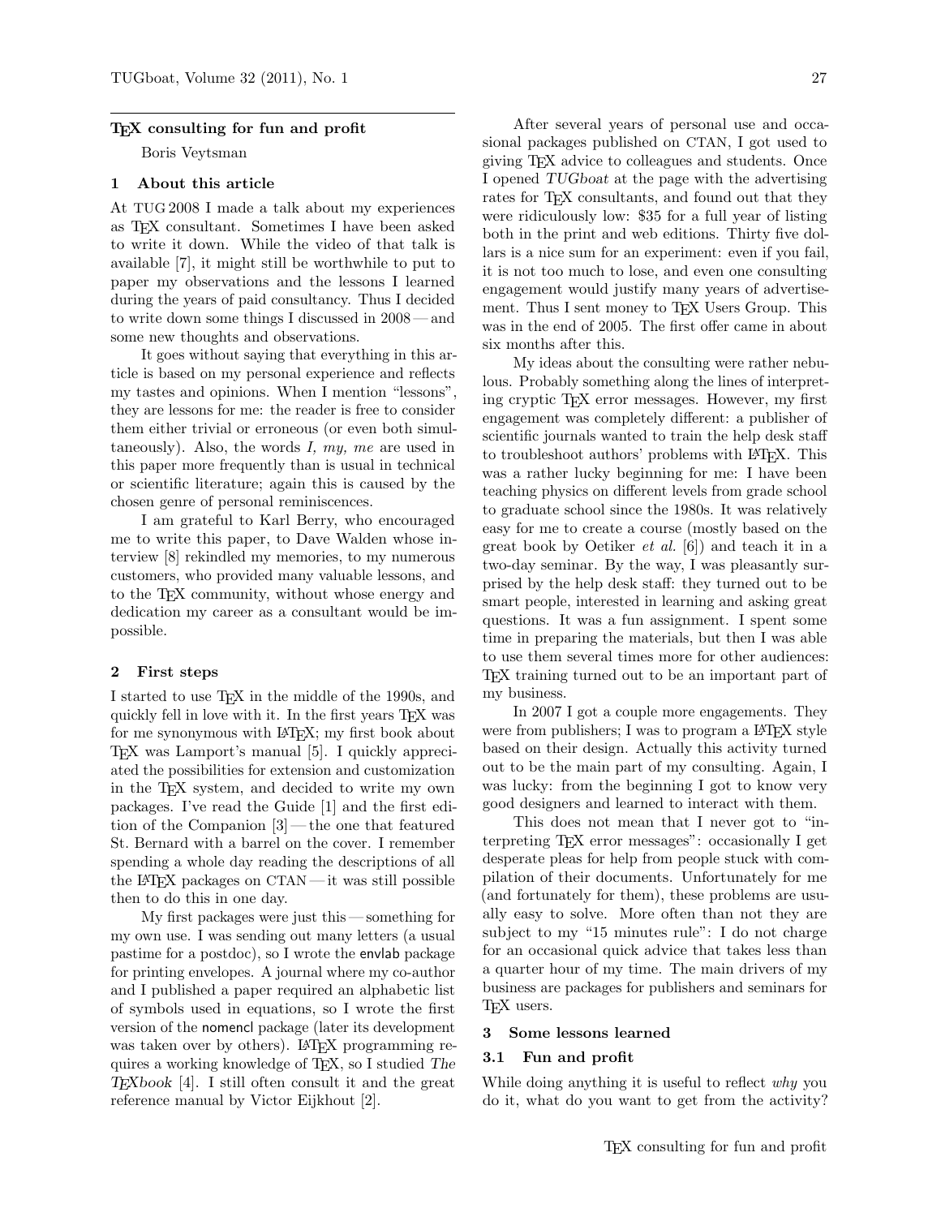# TeX consulting for fun and profit

Boris Veytsman

## 1 About this article

At TUG 2008 I made a talk about my experiences as TeX consultant. Sometimes I have been asked to write it down. While the video of that talk is available [7], it might still be worthwhile to put to paper my observations and the lessons I learned during the years of paid consultancy. Thus I decided to write down some things I discussed in 2008 — and some new thoughts and observations.

It goes without saying that everything in this article is based on my personal experience and reflects my tastes and opinions. When I mention "lessons", they are lessons for me: the reader is free to consider them either trivial or erroneous (or even both simultaneously). Also, the words *I, my, me* are used in this paper more frequently than is usual in technical or scientific literature; again this is caused by the chosen genre of personal reminiscences.

I am grateful to Karl Berry, who encouraged me to write this paper, to Dave Walden whose interview [8] rekindled my memories, to my numerous customers, who provided many valuable lessons, and to the TeX community, without whose energy and dedication my career as a consultant would be impossible.

## 2 First steps

I started to use TeX in the middle of the 1990s, and quickly fell in love with it. In the first years TeX was for me synonymous with LaTeX; my first book about TeX was Lamport's manual [5]. I quickly appreciated the possibilities for extension and customization in the TeX system, and decided to write my own packages. I've read the Guide [1] and the first edition of the Companion [3] — the one that featured St. Bernard with a barrel on the cover. I remember spending a whole day reading the descriptions of all the LaTeX packages on CTAN — it was still possible then to do this in one day.

My first packages were just this — something for my own use. I was sending out many letters (a usual pastime for a postdoc), so I wrote the envlab package for printing envelopes. A journal where my co-author and I published a paper required an alphabetic list of symbols used in equations, so I wrote the first version of the nomencl package (later its development was taken over by others). LaTeX programming requires a working knowledge of TeX, so I studied *The TeXbook* [4]. I still often consult it and the great reference manual by Victor Eijkhout [2].

After several years of personal use and occasional packages published on CTAN, I got used to giving TeX advice to colleagues and students. Once I opened *TUGboat* at the page with the advertising rates for TeX consultants, and found out that they were ridiculously low: $35 for a full year of listing both in the print and web editions. Thirty five dollars is a nice sum for an experiment: even if you fail, it is not too much to lose, and even one consulting engagement would justify many years of advertisement. Thus I sent money to TeX Users Group. This was in the end of 2005. The first offer came in about six months after this.

My ideas about the consulting were rather nebulous. Probably something along the lines of interpreting cryptic TeX error messages. However, my first engagement was completely different: a publisher of scientific journals wanted to train the help desk staff to troubleshoot authors' problems with LaTeX. This was a rather lucky beginning for me: I have been teaching physics on different levels from grade school to graduate school since the 1980s. It was relatively easy for me to create a course (mostly based on the great book by Oetiker *et al.* [6]) and teach it in a two-day seminar. By the way, I was pleasantly surprised by the help desk staff: they turned out to be smart people, interested in learning and asking great questions. It was a fun assignment. I spent some time in preparing the materials, but then I was able to use them several times more for other audiences: TeX training turned out to be an important part of my business.

In 2007 I got a couple more engagements. They were from publishers; I was to program a LaTeX style based on their design. Actually this activity turned out to be the main part of my consulting. Again, I was lucky: from the beginning I got to know very good designers and learned to interact with them.

This does not mean that I never got to "interpreting TeX error messages": occasionally I get desperate pleas for help from people stuck with compilation of their documents. Unfortunately for me (and fortunately for them), these problems are usually easy to solve. More often than not they are subject to my "15 minutes rule": I do not charge for an occasional quick advice that takes less than a quarter hour of my time. The main drivers of my business are packages for publishers and seminars for TeX users.

## 3 Some lessons learned

### 3.1 Fun and profit

While doing anything it is useful to reflect *why* you do it, what do you want to get from the activity?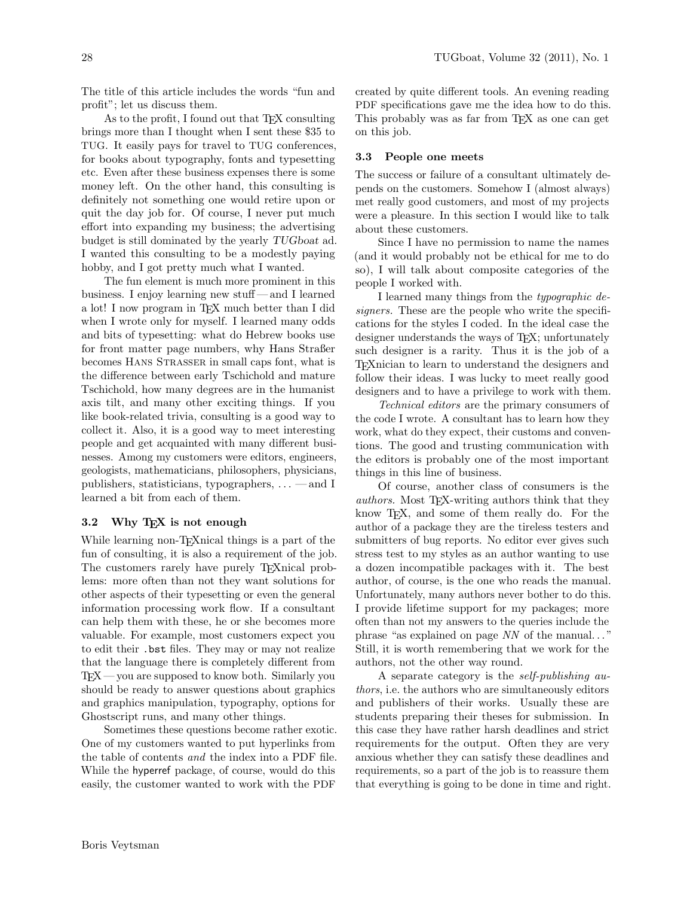The title of this article includes the words "fun and profit"; let us discuss them.

As to the profit, I found out that TeX consulting brings more than I thought when I sent these $35 to TUG. It easily pays for travel to TUG conferences, for books about typography, fonts and typesetting etc. Even after these business expenses there is some money left. On the other hand, this consulting is definitely not something one would retire upon or quit the day job for. Of course, I never put much effort into expanding my business; the advertising budget is still dominated by the yearly *TUGboat* ad. I wanted this consulting to be a modestly paying hobby, and I got pretty much what I wanted.

The fun element is much more prominent in this business. I enjoy learning new stuff — and I learned a lot! I now program in TeX much better than I did when I wrote only for myself. I learned many odds and bits of typesetting: what do Hebrew books use for front matter page numbers, why Hans Straßer becomes HANS STRASSER in small caps font, what is the difference between early Tschichold and mature Tschichold, how many degrees are in the humanist axis tilt, and many other exciting things. If you like book-related trivia, consulting is a good way to collect it. Also, it is a good way to meet interesting people and get acquainted with many different businesses. Among my customers were editors, engineers, geologists, mathematicians, philosophers, physicians, publishers, statisticians, typographers, … — and I learned a bit from each of them.

### 3.2 Why TeX is not enough

While learning non-TeXnical things is a part of the fun of consulting, it is also a requirement of the job. The customers rarely have purely TeXnical problems: more often than not they want solutions for other aspects of their typesetting or even the general information processing work flow. If a consultant can help them with these, he or she becomes more valuable. For example, most customers expect you to edit their `.bst` files. They may or may not realize that the language there is completely different from TeX — you are supposed to know both. Similarly you should be ready to answer questions about graphics and graphics manipulation, typography, options for Ghostscript runs, and many other things.

Sometimes these questions become rather exotic. One of my customers wanted to put hyperlinks from the table of contents *and* the index into a PDF file. While the hyperref package, of course, would do this easily, the customer wanted to work with the PDF created by quite different tools. An evening reading PDF specifications gave me the idea how to do this. This probably was as far from TeX as one can get on this job.

### 3.3 People one meets

The success or failure of a consultant ultimately depends on the customers. Somehow I (almost always) met really good customers, and most of my projects were a pleasure. In this section I would like to talk about these customers.

Since I have no permission to name the names (and it would probably not be ethical for me to do so), I will talk about composite categories of the people I worked with.

I learned many things from the *typographic designers.* These are the people who write the specifications for the styles I coded. In the ideal case the designer understands the ways of TeX; unfortunately such designer is a rarity. Thus it is the job of a TeXnician to learn to understand the designers and follow their ideas. I was lucky to meet really good designers and to have a privilege to work with them.

*Technical editors* are the primary consumers of the code I wrote. A consultant has to learn how they work, what do they expect, their customs and conventions. The good and trusting communication with the editors is probably one of the most important things in this line of business.

Of course, another class of consumers is the *authors.* Most TeX-writing authors think that they know TeX, and some of them really do. For the author of a package they are the tireless testers and submitters of bug reports. No editor ever gives such stress test to my styles as an author wanting to use a dozen incompatible packages with it. The best author, of course, is the one who reads the manual. Unfortunately, many authors never bother to do this. I provide lifetime support for my packages; more often than not my answers to the queries include the phrase "as explained on page *NN* of the manual…" Still, it is worth remembering that we work for the authors, not the other way round.

A separate category is the *self-publishing authors*, i.e. the authors who are simultaneously editors and publishers of their works. Usually these are students preparing their theses for submission. In this case they have rather harsh deadlines and strict requirements for the output. Often they are very anxious whether they can satisfy these deadlines and requirements, so a part of the job is to reassure them that everything is going to be done in time and right.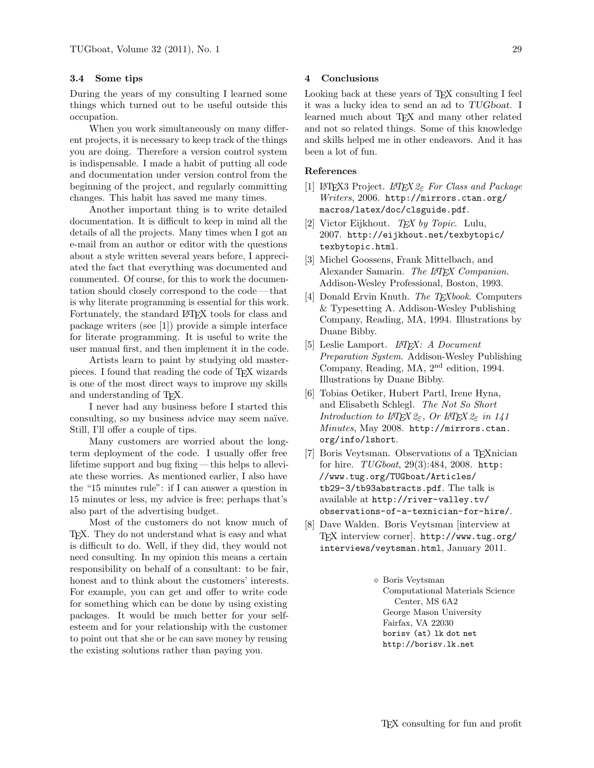### 3.4 Some tips

During the years of my consulting I learned some things which turned out to be useful outside this occupation.

When you work simultaneously on many different projects, it is necessary to keep track of the things you are doing. Therefore a version control system is indispensable. I made a habit of putting all code and documentation under version control from the beginning of the project, and regularly committing changes. This habit has saved me many times.

Another important thing is to write detailed documentation. It is difficult to keep in mind all the details of all the projects. Many times when I got an e-mail from an author or editor with the questions about a style written several years before, I appreciated the fact that everything was documented and commented. Of course, for this to work the documentation should closely correspond to the code — that is why literate programming is essential for this work. Fortunately, the standard LaTeX tools for class and package writers (see [1]) provide a simple interface for literate programming. It is useful to write the user manual first, and then implement it in the code.

Artists learn to paint by studying old masterpieces. I found that reading the code of TeX wizards is one of the most direct ways to improve my skills and understanding of TeX.

I never had any business before I started this consulting, so my business advice may seem naïve. Still, I'll offer a couple of tips.

Many customers are worried about the long-term deployment of the code. I usually offer free lifetime support and bug fixing — this helps to alleviate these worries. As mentioned earlier, I also have the "15 minutes rule": if I can answer a question in 15 minutes or less, my advice is free; perhaps that's also part of the advertising budget.

Most of the customers do not know much of TeX. They do not understand what is easy and what is difficult to do. Well, if they did, they would not need consulting. In my opinion this means a certain responsibility on behalf of a consultant: to be fair, honest and to think about the customers' interests. For example, you can get and offer to write code for something which can be done by using existing packages. It would be much better for your self-esteem and for your relationship with the customer to point out that she or he can save money by reusing the existing solutions rather than paying you.

## 4 Conclusions

Looking back at these years of TeX consulting I feel it was a lucky idea to send an ad to *TUGboat*. I learned much about TeX and many other related and not so related things. Some of this knowledge and skills helped me in other endeavors. And it has been a lot of fun.

### References

[1] LaTeX3 Project. *LaTeX 2ε For Class and Package Writers*, 2006. http://mirrors.ctan.org/macros/latex/doc/clsguide.pdf.

[2] Victor Eijkhout. *TeX by Topic*. Lulu, 2007. http://eijkhout.net/texbytopic/texbytopic.html.

[3] Michel Goossens, Frank Mittelbach, and Alexander Samarin. *The LaTeX Companion*. Addison-Wesley Professional, Boston, 1993.

[4] Donald Ervin Knuth. *The TeXbook*. Computers & Typesetting A. Addison-Wesley Publishing Company, Reading, MA, 1994. Illustrations by Duane Bibby.

[5] Leslie Lamport. *LaTeX: A Document Preparation System*. Addison-Wesley Publishing Company, Reading, MA, 2nd edition, 1994. Illustrations by Duane Bibby.

[6] Tobias Oetiker, Hubert Partl, Irene Hyna, and Elisabeth Schlegl. *The Not So Short Introduction to LaTeX 2ε, Or LaTeX 2ε in 141 Minutes*, May 2008. http://mirrors.ctan.org/info/lshort.

[7] Boris Veytsman. Observations of a TeXnician for hire. *TUGboat*, 29(3):484, 2008. http://www.tug.org/TUGboat/Articles/tb29-3/tb93abstracts.pdf. The talk is available at http://river-valley.tv/observations-of-a-texnician-for-hire/.

[8] Dave Walden. Boris Veytsman [interview at TeX interview corner]. http://www.tug.org/interviews/veytsman.html, January 2011.

◇ Boris Veytsman
Computational Materials Science Center, MS 6A2
George Mason University
Fairfax, VA 22030
borisv (at) lk dot net
http://borisv.lk.net